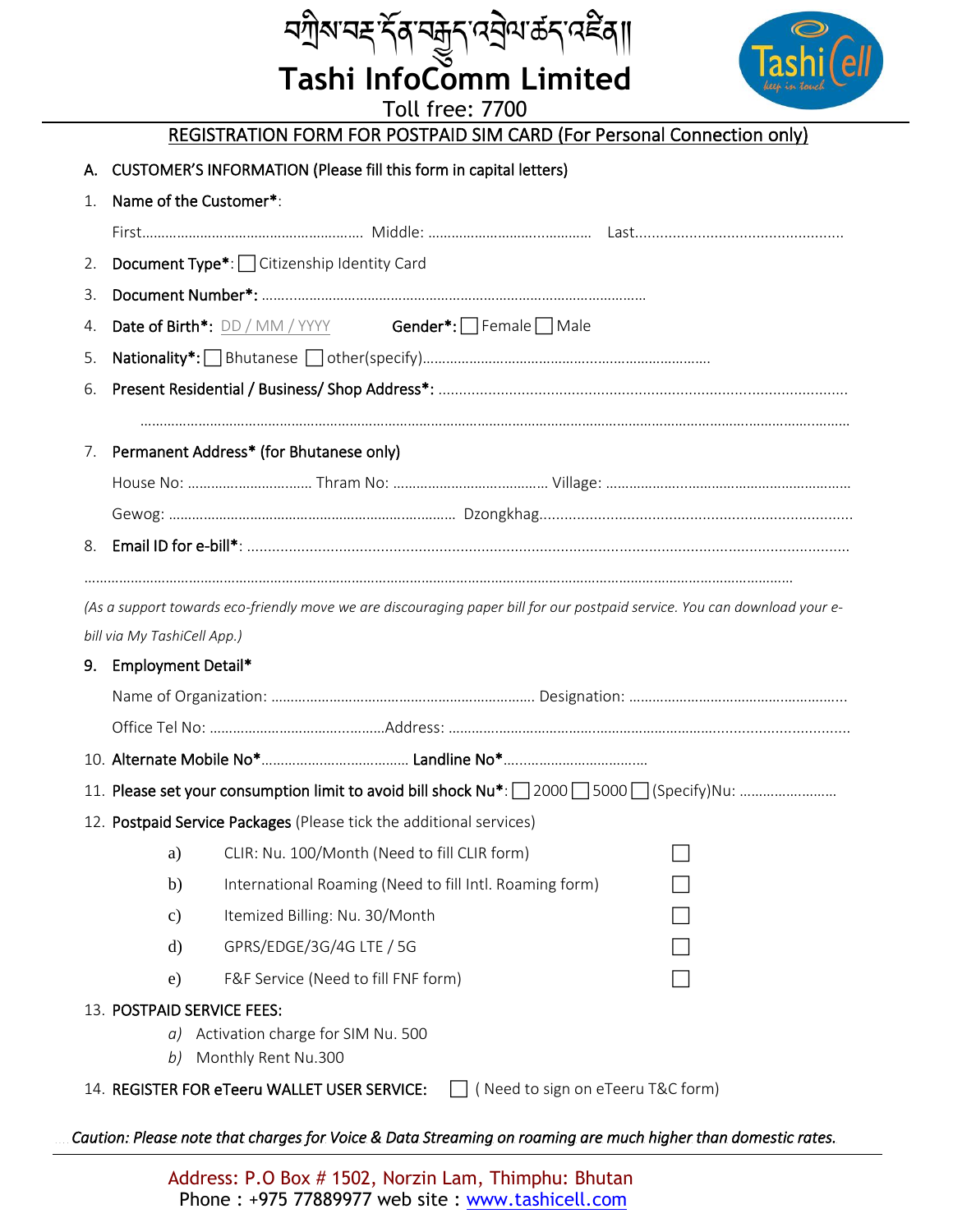བཀྲིས་བཟང་དོན་བརྒྱུད་འབྲེལ་ཚད་འཛིན།།

# Tashi InfoComm Limited

Toll free: 7700

## REGISTRATION FORM FOR POSTPAID SIM CARD (For Personal Connection only)

**A. CUSTOMER'S INFORMATION (Please fill this form in capital letters)**

1. **Name of the Customer*:**

   First.......................................................... Middle: .......................................... Last..................................................

2. **Document Type*:** ☐ Citizenship Identity Card
3. **Document Number*:** ..................................................................................................
4. **Date of Birth*:** DD / MM / YYYY **Gender*:** ☐ Female ☐ Male
5. **Nationality*:** ☐ Bhutanese ☐ other(specify)..........................................................................
6. **Present Residential / Business/ Shop Address*:** ..................................................................................................

   ..................................................................................................................................................................

7. **Permanent Address* (for Bhutanese only)**

   House No: ................................ Thram No: ........................................ Village: ..............................................................

   Gewog: .......................................................................... Dzongkhag...........................................................................

8. **Email ID for e-bill*:** ..................................................................................................................................

..................................................................................................................................................................

*(As a support towards eco-friendly move we are discouraging paper bill for our postpaid service. You can download your e-bill via My TashiCell App.)*

9. **Employment Detail***

   Name of Organization: .................................................................... Designation: .......................................................

   Office Tel No: ............................................Address: ....................................................................................................

10. **Alternate Mobile No***..................................... **Landline No***....................................
11. **Please set your consumption limit to avoid bill shock Nu*:** ☐ 2000 ☐ 5000 ☐ (Specify)Nu: .........................
12. **Postpaid Service Packages** (Please tick the additional services)

    a) CLIR: Nu. 100/Month (Need to fill CLIR form) ☐

    b) International Roaming (Need to fill Intl. Roaming form) ☐

    c) Itemized Billing: Nu. 30/Month ☐

    d) GPRS/EDGE/3G/4G LTE / 5G ☐

    e) F&F Service (Need to fill FNF form) ☐

13. **POSTPAID SERVICE FEES:**

    *a)* Activation charge for SIM Nu. 500

    *b)* Monthly Rent Nu.300

14. **REGISTER FOR eTeeru WALLET USER SERVICE:** ☐ ( Need to sign on eTeeru T&C form)

*Caution: Please note that charges for Voice & Data Streaming on roaming are much higher than domestic rates.*

Address: P.O Box # 1502, Norzin Lam, Thimphu: Bhutan

Phone : +975 77889977 web site : www.tashicell.com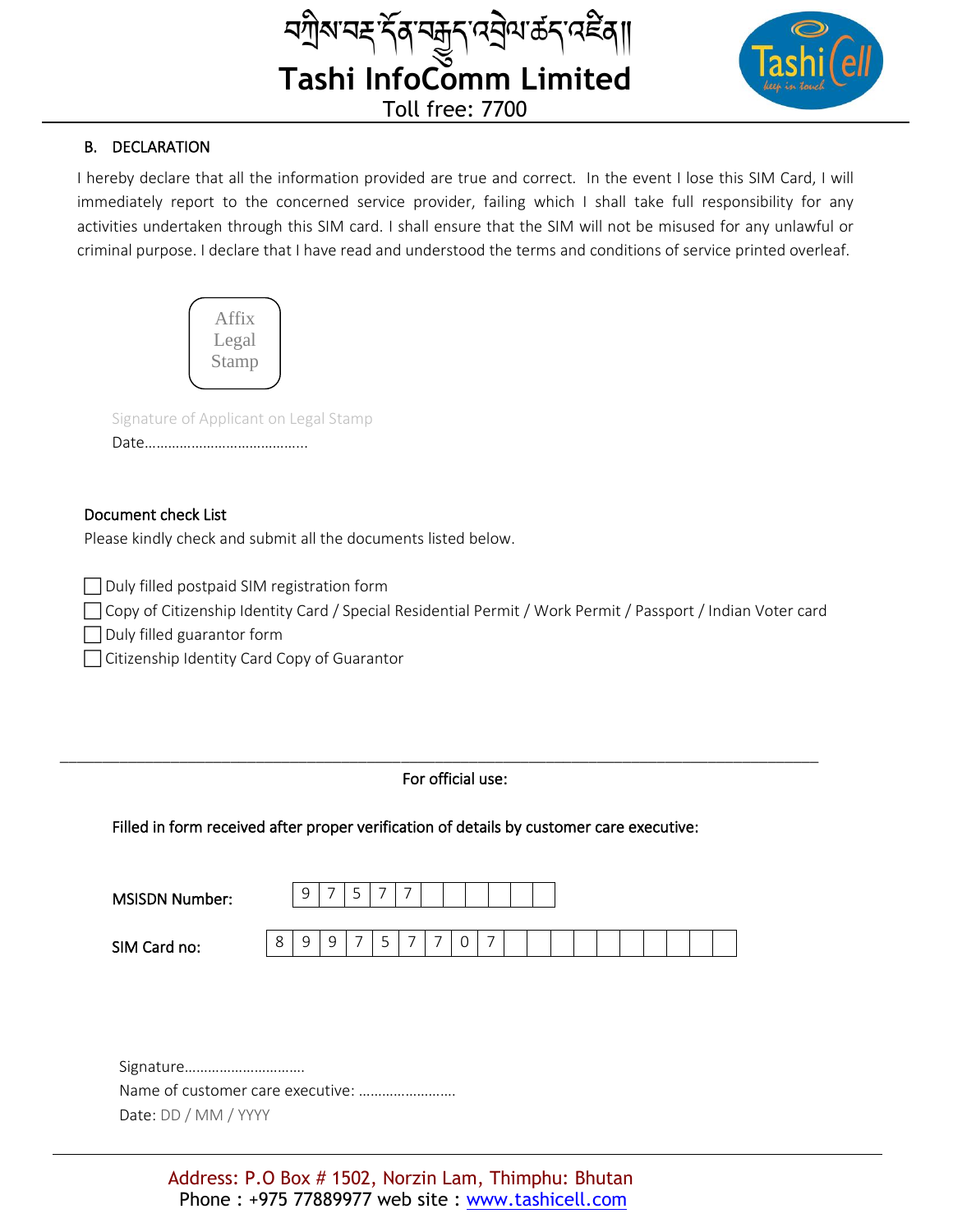བཀྲིས་བཟང་དོན་བརྒྱུད་འབྲེལ་ཚད་འཛིན།།

# Tashi InfoComm Limited

Toll free: 7700

## B. DECLARATION

I hereby declare that all the information provided are true and correct. In the event I lose this SIM Card, I will immediately report to the concerned service provider, failing which I shall take full responsibility for any activities undertaken through this SIM card. I shall ensure that the SIM will not be misused for any unlawful or criminal purpose. I declare that I have read and understood the terms and conditions of service printed overleaf.

Affix Legal Stamp

Signature of Applicant on Legal Stamp

Date…………………………………..

### Document check List

Please kindly check and submit all the documents listed below.

- ☐ Duly filled postpaid SIM registration form
- ☐ Copy of Citizenship Identity Card / Special Residential Permit / Work Permit / Passport / Indian Voter card
- ☐ Duly filled guarantor form
- ☐ Citizenship Identity Card Copy of Guarantor

---

**For official use:**

**Filled in form received after proper verification of details by customer care executive:**

**MSISDN Number:** 9 7 5 7 7 _ _ _ _ _ _ _

**SIM Card no:** 8 9 9 7 5 7 7 0 7 _ _ _ _ _ _ _ _ _ _ _

Signature…………………………

Name of customer care executive: ……………………

Date: DD / MM / YYYY

Address: P.O Box # 1502, Norzin Lam, Thimphu: Bhutan

Phone : +975 77889977 web site : www.tashicell.com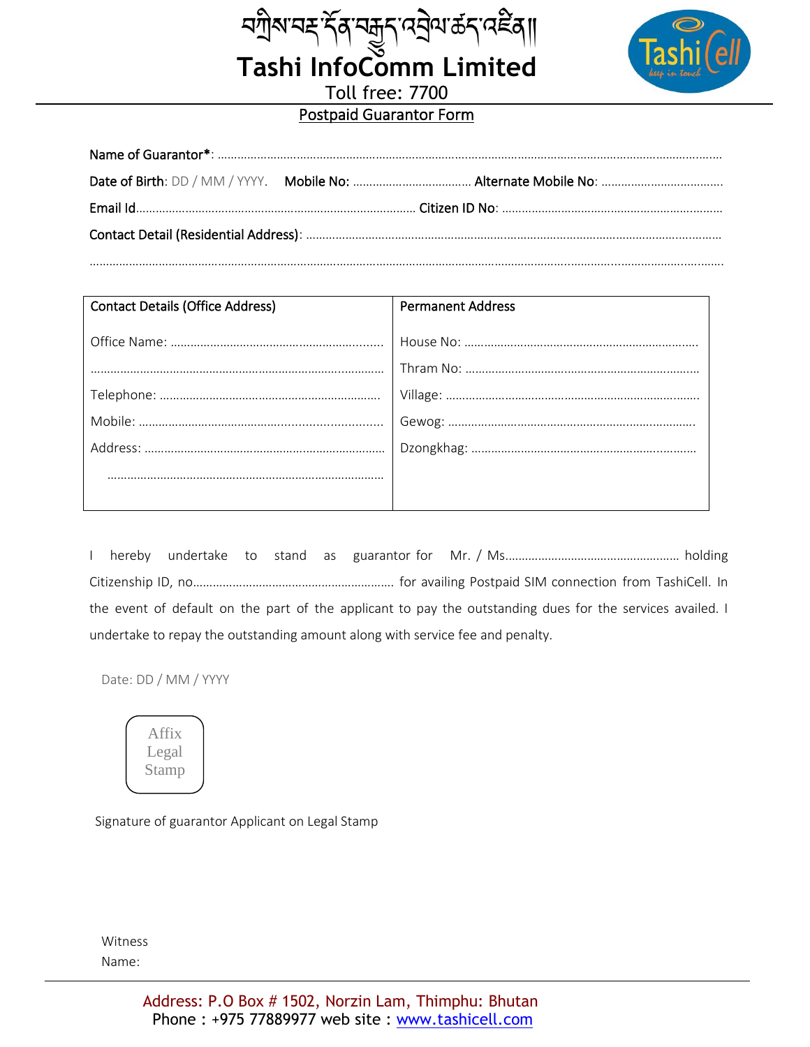བཀྲིས་བཟང་དོན་བརྒྱུད་འབྲེལ་ཚད་འཛིན།།

# Tashi InfoComm Limited

Toll free: 7700

## Postpaid Guarantor Form

**Name of Guarantor***: ……………………………………………………………………………………………………………………………

**Date of Birth**: DD / MM / YYYY. **Mobile No:** ……………………………… **Alternate Mobile No**: ………………………………

**Email Id**………………………………………………………………………… **Citizen ID No**: ……………………………………………………………

**Contact Detail (Residential Address)**: ………………………………………………………………………………………………………

……………………………………………………………………………………………………………………………………………………………

| Contact Details (Office Address) | Permanent Address |
|---|---|
| Office Name: ……………………………………………………… | House No: ……………………………………………………………… |
| ……………………………………………………………………………… | Thram No: ……………………………………………………………… |
| Telephone: ………………………………………………………… | Village: …………………………………………………………………… |
| Mobile: ……………………………………………………………… | Gewog: …………………………………………………………………… |
| Address: …………………………………………………………… | Dzongkhag: …………………………………………………………… |
| ……………………………………………………………………… | |

I hereby undertake to stand as guarantor for Mr. / Ms……………………………………………… holding Citizenship ID, no…………………………………………………… for availing Postpaid SIM connection from TashiCell. In the event of default on the part of the applicant to pay the outstanding dues for the services availed. I undertake to repay the outstanding amount along with service fee and penalty.

Date: DD / MM / YYYY

Affix Legal Stamp

Signature of guarantor Applicant on Legal Stamp

Witness

Name:

Address: P.O Box # 1502, Norzin Lam, Thimphu: Bhutan

Phone : +975 77889977 web site : www.tashicell.com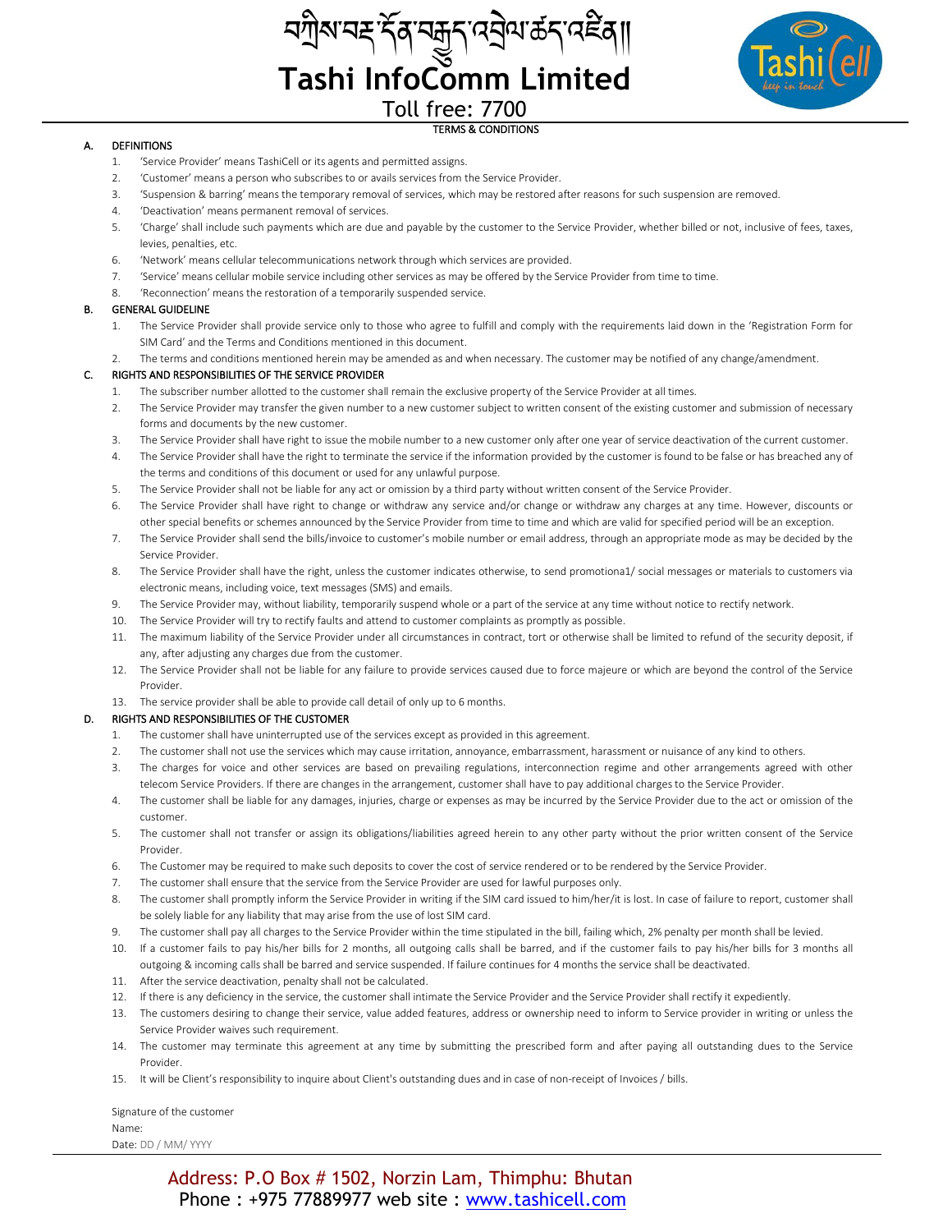# བཀྲིས་བརྡ་དོན་བརྒྱུད་འབྲེལ་ཚད་འཛིན།།

# Tashi InfoComm Limited

Toll free: 7700

TERMS & CONDITIONS

## A. DEFINITIONS

1. 'Service Provider' means TashiCell or its agents and permitted assigns.
2. 'Customer' means a person who subscribes to or avails services from the Service Provider.
3. 'Suspension & barring' means the temporary removal of services, which may be restored after reasons for such suspension are removed.
4. 'Deactivation' means permanent removal of services.
5. 'Charge' shall include such payments which are due and payable by the customer to the Service Provider, whether billed or not, inclusive of fees, taxes, levies, penalties, etc.
6. 'Network' means cellular telecommunications network through which services are provided.
7. 'Service' means cellular mobile service including other services as may be offered by the Service Provider from time to time.
8. 'Reconnection' means the restoration of a temporarily suspended service.

## B. GENERAL GUIDELINE

1. The Service Provider shall provide service only to those who agree to fulfill and comply with the requirements laid down in the 'Registration Form for SIM Card' and the Terms and Conditions mentioned in this document.
2. The terms and conditions mentioned herein may be amended as and when necessary. The customer may be notified of any change/amendment.

## C. RIGHTS AND RESPONSIBILITIES OF THE SERVICE PROVIDER

1. The subscriber number allotted to the customer shall remain the exclusive property of the Service Provider at all times.
2. The Service Provider may transfer the given number to a new customer subject to written consent of the existing customer and submission of necessary forms and documents by the new customer.
3. The Service Provider shall have right to issue the mobile number to a new customer only after one year of service deactivation of the current customer.
4. The Service Provider shall have the right to terminate the service if the information provided by the customer is found to be false or has breached any of the terms and conditions of this document or used for any unlawful purpose.
5. The Service Provider shall not be liable for any act or omission by a third party without written consent of the Service Provider.
6. The Service Provider shall have right to change or withdraw any service and/or change or withdraw any charges at any time. However, discounts or other special benefits or schemes announced by the Service Provider from time to time and which are valid for specified period will be an exception.
7. The Service Provider shall send the bills/invoice to customer's mobile number or email address, through an appropriate mode as may be decided by the Service Provider.
8. The Service Provider shall have the right, unless the customer indicates otherwise, to send promotiona1/ social messages or materials to customers via electronic means, including voice, text messages (SMS) and emails.
9. The Service Provider may, without liability, temporarily suspend whole or a part of the service at any time without notice to rectify network.
10. The Service Provider will try to rectify faults and attend to customer complaints as promptly as possible.
11. The maximum liability of the Service Provider under all circumstances in contract, tort or otherwise shall be limited to refund of the security deposit, if any, after adjusting any charges due from the customer.
12. The Service Provider shall not be liable for any failure to provide services caused due to force majeure or which are beyond the control of the Service Provider.
13. The service provider shall be able to provide call detail of only up to 6 months.

## D. RIGHTS AND RESPONSIBILITIES OF THE CUSTOMER

1. The customer shall have uninterrupted use of the services except as provided in this agreement.
2. The customer shall not use the services which may cause irritation, annoyance, embarrassment, harassment or nuisance of any kind to others.
3. The charges for voice and other services are based on prevailing regulations, interconnection regime and other arrangements agreed with other telecom Service Providers. If there are changes in the arrangement, customer shall have to pay additional charges to the Service Provider.
4. The customer shall be liable for any damages, injuries, charge or expenses as may be incurred by the Service Provider due to the act or omission of the customer.
5. The customer shall not transfer or assign its obligations/liabilities agreed herein to any other party without the prior written consent of the Service Provider.
6. The Customer may be required to make such deposits to cover the cost of service rendered or to be rendered by the Service Provider.
7. The customer shall ensure that the service from the Service Provider are used for lawful purposes only.
8. The customer shall promptly inform the Service Provider in writing if the SIM card issued to him/her/it is lost. In case of failure to report, customer shall be solely liable for any liability that may arise from the use of lost SIM card.
9. The customer shall pay all charges to the Service Provider within the time stipulated in the bill, failing which, 2% penalty per month shall be levied.
10. If a customer fails to pay his/her bills for 2 months, all outgoing calls shall be barred, and if the customer fails to pay his/her bills for 3 months all outgoing & incoming calls shall be barred and service suspended. If failure continues for 4 months the service shall be deactivated.
11. After the service deactivation, penalty shall not be calculated.
12. If there is any deficiency in the service, the customer shall intimate the Service Provider and the Service Provider shall rectify it expediently.
13. The customers desiring to change their service, value added features, address or ownership need to inform to Service provider in writing or unless the Service Provider waives such requirement.
14. The customer may terminate this agreement at any time by submitting the prescribed form and after paying all outstanding dues to the Service Provider.
15. It will be Client's responsibility to inquire about Client's outstanding dues and in case of non-receipt of Invoices / bills.

Signature of the customer

Name:

Date: DD / MM/ YYYY

Address: P.O Box # 1502, Norzin Lam, Thimphu: Bhutan

Phone : +975 77889977 web site : www.tashicell.com